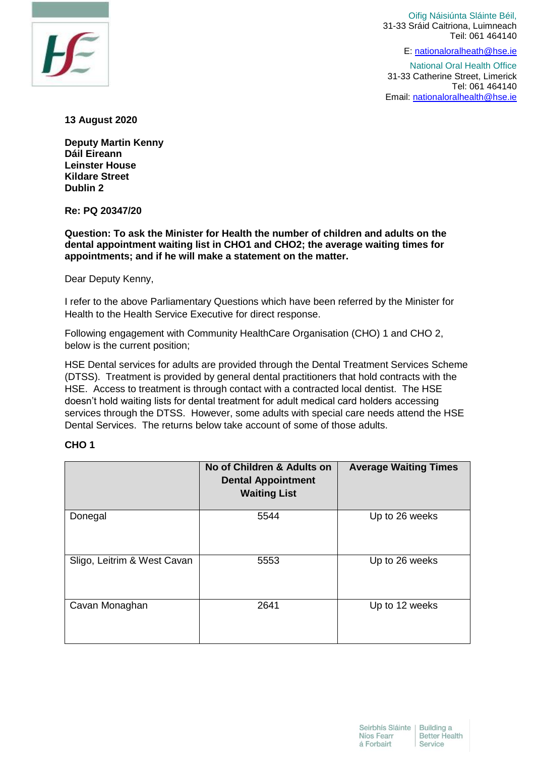Oifig Náisiúnta Sláinte Béil,
31-33 Sráid Caitriona, Luimneach
Teil: 061 464140

E: nationaloralheath@hse.ie

National Oral Health Office
31-33 Catherine Street, Limerick
Tel: 061 464140
Email: nationaloralhealth@hse.ie

**13 August 2020**

**Deputy Martin Kenny**
**Dáil Eireann**
**Leinster House**
**Kildare Street**
**Dublin 2**

**Re: PQ 20347/20**

**Question: To ask the Minister for Health the number of children and adults on the dental appointment waiting list in CHO1 and CHO2; the average waiting times for appointments; and if he will make a statement on the matter.**

Dear Deputy Kenny,

I refer to the above Parliamentary Questions which have been referred by the Minister for Health to the Health Service Executive for direct response.

Following engagement with Community HealthCare Organisation (CHO) 1 and CHO 2, below is the current position;

HSE Dental services for adults are provided through the Dental Treatment Services Scheme (DTSS). Treatment is provided by general dental practitioners that hold contracts with the HSE. Access to treatment is through contact with a contracted local dentist. The HSE doesn't hold waiting lists for dental treatment for adult medical card holders accessing services through the DTSS. However, some adults with special care needs attend the HSE Dental Services. The returns below take account of some of those adults.

**CHO 1**

| | No of Children & Adults on Dental Appointment Waiting List | Average Waiting Times |
|---|---|---|
| Donegal | 5544 | Up to 26 weeks |
| Sligo, Leitrim & West Cavan | 5553 | Up to 26 weeks |
| Cavan Monaghan | 2641 | Up to 12 weeks |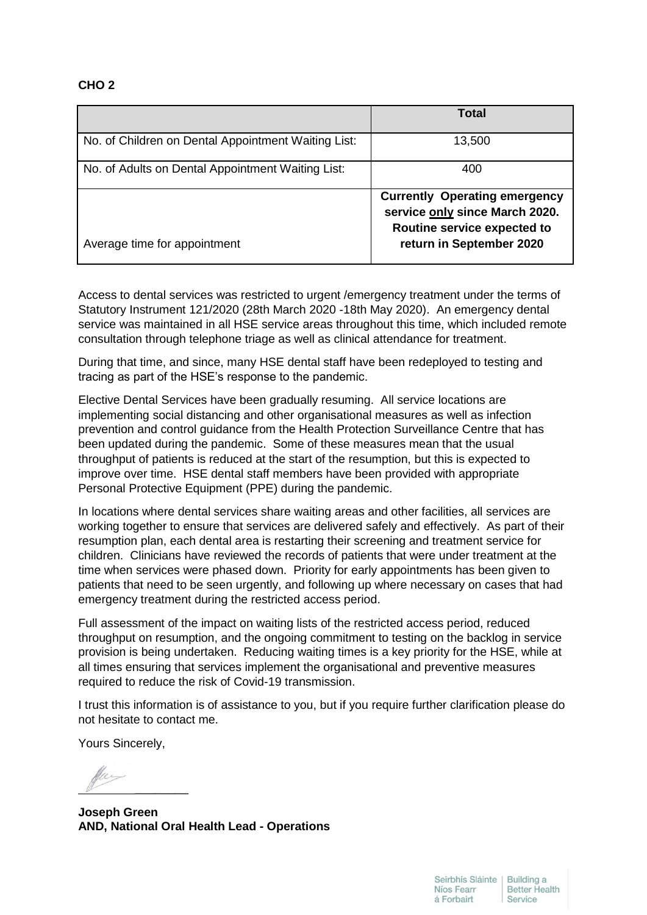**CHO 2**

| | **Total** |
|---|---|
| No. of Children on Dental Appointment Waiting List: | 13,500 |
| No. of Adults on Dental Appointment Waiting List: | 400 |
| Average time for appointment | **Currently Operating emergency service only since March 2020. Routine service expected to return in September 2020** |

Access to dental services was restricted to urgent /emergency treatment under the terms of Statutory Instrument 121/2020 (28th March 2020 -18th May 2020). An emergency dental service was maintained in all HSE service areas throughout this time, which included remote consultation through telephone triage as well as clinical attendance for treatment.

During that time, and since, many HSE dental staff have been redeployed to testing and tracing as part of the HSE's response to the pandemic.

Elective Dental Services have been gradually resuming. All service locations are implementing social distancing and other organisational measures as well as infection prevention and control guidance from the Health Protection Surveillance Centre that has been updated during the pandemic. Some of these measures mean that the usual throughput of patients is reduced at the start of the resumption, but this is expected to improve over time. HSE dental staff members have been provided with appropriate Personal Protective Equipment (PPE) during the pandemic.

In locations where dental services share waiting areas and other facilities, all services are working together to ensure that services are delivered safely and effectively. As part of their resumption plan, each dental area is restarting their screening and treatment service for children. Clinicians have reviewed the records of patients that were under treatment at the time when services were phased down. Priority for early appointments has been given to patients that need to be seen urgently, and following up where necessary on cases that had emergency treatment during the restricted access period.

Full assessment of the impact on waiting lists of the restricted access period, reduced throughput on resumption, and the ongoing commitment to testing on the backlog in service provision is being undertaken. Reducing waiting times is a key priority for the HSE, while at all times ensuring that services implement the organisational and preventive measures required to reduce the risk of Covid-19 transmission.

I trust this information is of assistance to you, but if you require further clarification please do not hesitate to contact me.

Yours Sincerely,

**Joseph Green**
**AND, National Oral Health Lead - Operations**